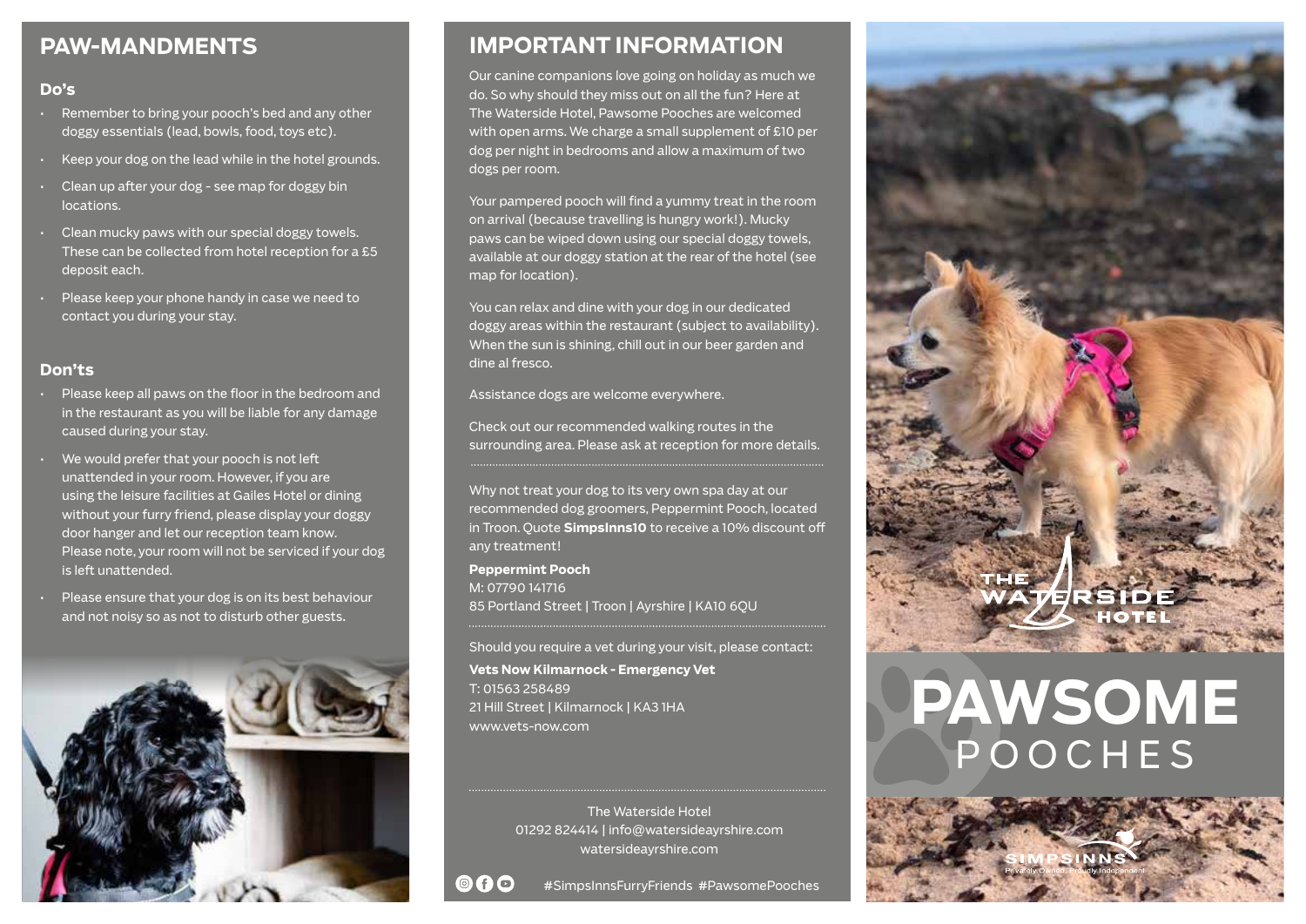# PAW-MANDMENTS

## Do's

- Remember to bring your pooch's bed and any other doggy essentials (lead, bowls, food, toys etc).
- Keep your dog on the lead while in the hotel grounds.
- Clean up after your dog - see map for doggy bin locations.
- Clean mucky paws with our special doggy towels. These can be collected from hotel reception for a £5 deposit each.
- Please keep your phone handy in case we need to contact you during your stay.

## Don'ts

- Please keep all paws on the floor in the bedroom and in the restaurant as you will be liable for any damage caused during your stay.
- We would prefer that your pooch is not left unattended in your room. However, if you are using the leisure facilities at Gailes Hotel or dining without your furry friend, please display your doggy door hanger and let our reception team know. Please note, your room will not be serviced if your dog is left unattended.
- Please ensure that your dog is on its best behaviour and not noisy so as not to disturb other guests.

# IMPORTANT INFORMATION

Our canine companions love going on holiday as much we do. So why should they miss out on all the fun? Here at The Waterside Hotel, Pawsome Pooches are welcomed with open arms. We charge a small supplement of £10 per dog per night in bedrooms and allow a maximum of two dogs per room.

Your pampered pooch will find a yummy treat in the room on arrival (because travelling is hungry work!). Mucky paws can be wiped down using our special doggy towels, available at our doggy station at the rear of the hotel (see map for location).

You can relax and dine with your dog in our dedicated doggy areas within the restaurant (subject to availability). When the sun is shining, chill out in our beer garden and dine al fresco.

Assistance dogs are welcome everywhere.

Check out our recommended walking routes in the surrounding area. Please ask at reception for more details.

---

Why not treat your dog to its very own spa day at our recommended dog groomers, Peppermint Pooch, located in Troon. Quote **SimpsInns10** to receive a 10% discount off any treatment!

**Peppermint Pooch**
M: 07790 141716
85 Portland Street | Troon | Ayrshire | KA10 6QU

---

Should you require a vet during your visit, please contact:

**Vets Now Kilmarnock - Emergency Vet**
T: 01563 258489
21 Hill Street | Kilmarnock | KA3 1HA
www.vets-now.com

---

The Waterside Hotel
01292 824414 | info@watersideayrshire.com
watersideayrshire.com

#SimpsInnsFurryFriends #PawsomePooches

THE WATERSIDE HOTEL

# PAWSOME POOCHES

SIMPSINNS
Privately Owned, Proudly Independent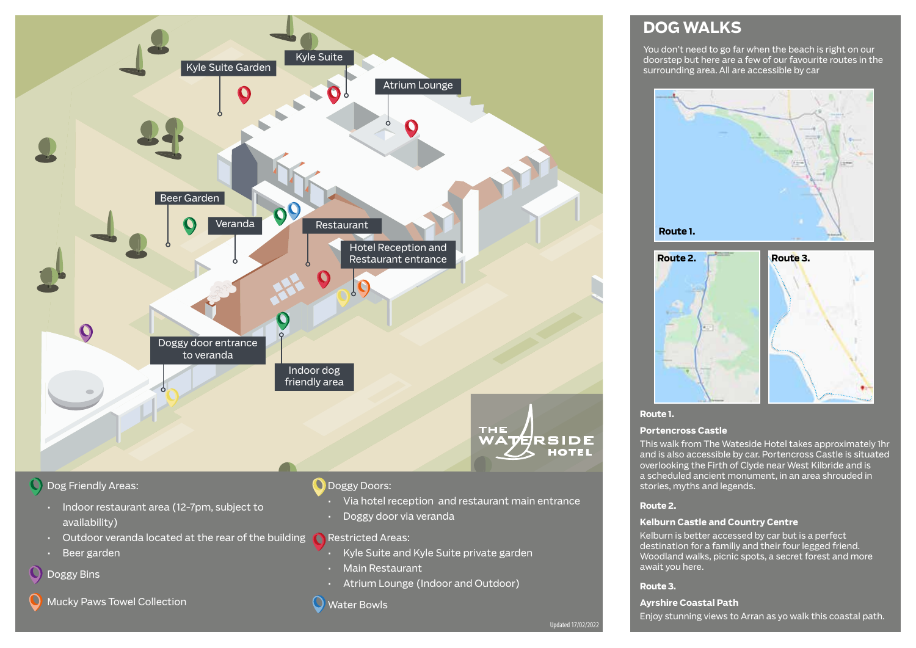Kyle Suite Garden

Kyle Suite

Atrium Lounge

Beer Garden

Veranda

Restaurant

Hotel Reception and Restaurant entrance

Doggy door entrance to veranda

Indoor dog friendly area

THE WATERSIDE HOTEL

Dog Friendly Areas:

- Indoor restaurant area (12-7pm, subject to availability)
- Outdoor veranda located at the rear of the building
- Beer garden

Doggy Bins

Mucky Paws Towel Collection

Doggy Doors:

- Via hotel reception and restaurant main entrance
- Doggy door via veranda

Restricted Areas:

- Kyle Suite and Kyle Suite private garden
- Main Restaurant
- Atrium Lounge (Indoor and Outdoor)

Water Bowls

Updated 17/02/2022

# DOG WALKS

You don't need to go far when the beach is right on our doorstep but here are a few of our favourite routes in the surrounding area. All are accessible by car

Route 1.

Route 2.

Route 3.

**Route 1.**

**Portencross Castle**

This walk from The Wateside Hotel takes approximately 1hr and is also accessible by car. Portencross Castle is situated overlooking the Firth of Clyde near West Kilbride and is a scheduled ancient monument, in an area shrouded in stories, myths and legends.

**Route 2.**

**Kelburn Castle and Country Centre**

Kelburn is better accessed by car but is a perfect destination for a familiy and their four legged friend. Woodland walks, picnic spots, a secret forest and more await you here.

**Route 3.**

**Ayrshire Coastal Path**

Enjoy stunning views to Arran as yo walk this coastal path.